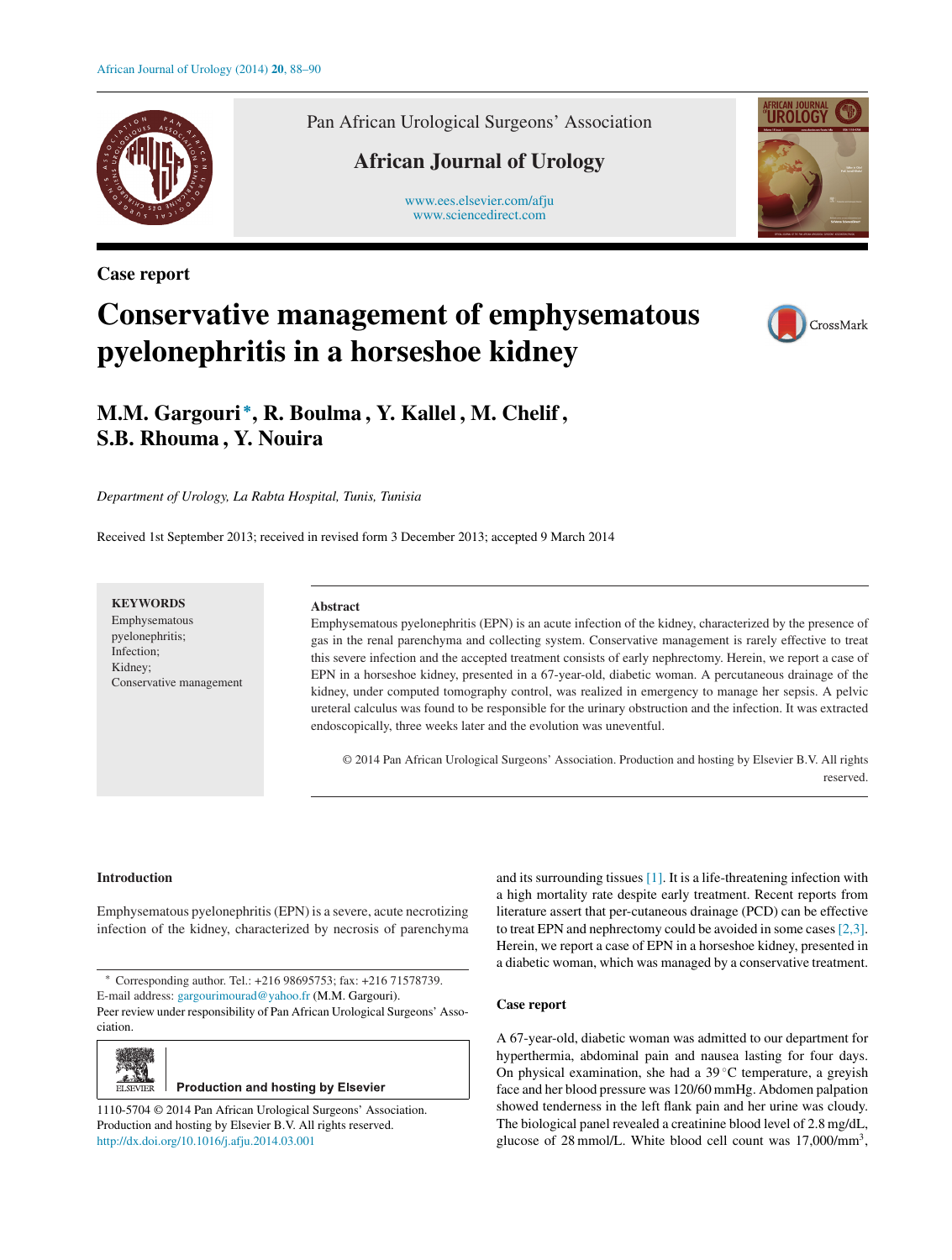Pan African Urological Surgeons' Association

African Journal of Urology

www.ees.elsevier.com/afju
www.sciencedirect.com

**Case report**

# Conservative management of emphysematous pyelonephritis in a horseshoe kidney

**M.M. Gargouri***, **R. Boulma**, **Y. Kallel**, **M. Chelif**, **S.B. Rhouma**, **Y. Nouira**

*Department of Urology, La Rabta Hospital, Tunis, Tunisia*

Received 1st September 2013; received in revised form 3 December 2013; accepted 9 March 2014

**KEYWORDS**
Emphysematous pyelonephritis;
Infection;
Kidney;
Conservative management

**Abstract**
Emphysematous pyelonephritis (EPN) is an acute infection of the kidney, characterized by the presence of gas in the renal parenchyma and collecting system. Conservative management is rarely effective to treat this severe infection and the accepted treatment consists of early nephrectomy. Herein, we report a case of EPN in a horseshoe kidney, presented in a 67-year-old, diabetic woman. A percutaneous drainage of the kidney, under computed tomography control, was realized in emergency to manage her sepsis. A pelvic ureteral calculus was found to be responsible for the urinary obstruction and the infection. It was extracted endoscopically, three weeks later and the evolution was uneventful.

© 2014 Pan African Urological Surgeons' Association. Production and hosting by Elsevier B.V. All rights reserved.

## Introduction

Emphysematous pyelonephritis (EPN) is a severe, acute necrotizing infection of the kidney, characterized by necrosis of parenchyma and its surrounding tissues [1]. It is a life-threatening infection with a high mortality rate despite early treatment. Recent reports from literature assert that per-cutaneous drainage (PCD) can be effective to treat EPN and nephrectomy could be avoided in some cases [2,3]. Herein, we report a case of EPN in a horseshoe kidney, presented in a diabetic woman, which was managed by a conservative treatment.

## Case report

A 67-year-old, diabetic woman was admitted to our department for hyperthermia, abdominal pain and nausea lasting for four days. On physical examination, she had a 39 °C temperature, a greyish face and her blood pressure was 120/60 mmHg. Abdomen palpation showed tenderness in the left flank pain and her urine was cloudy. The biological panel revealed a creatinine blood level of 2.8 mg/dL, glucose of 28 mmol/L. White blood cell count was 17,000/mm$^3$,

* Corresponding author. Tel.: +216 98695753; fax: +216 71578739.
E-mail address: gargourimourad@yahoo.fr (M.M. Gargouri).
Peer review under responsibility of Pan African Urological Surgeons' Association.

Production and hosting by Elsevier

1110-5704 © 2014 Pan African Urological Surgeons' Association. Production and hosting by Elsevier B.V. All rights reserved.
http://dx.doi.org/10.1016/j.afju.2014.03.001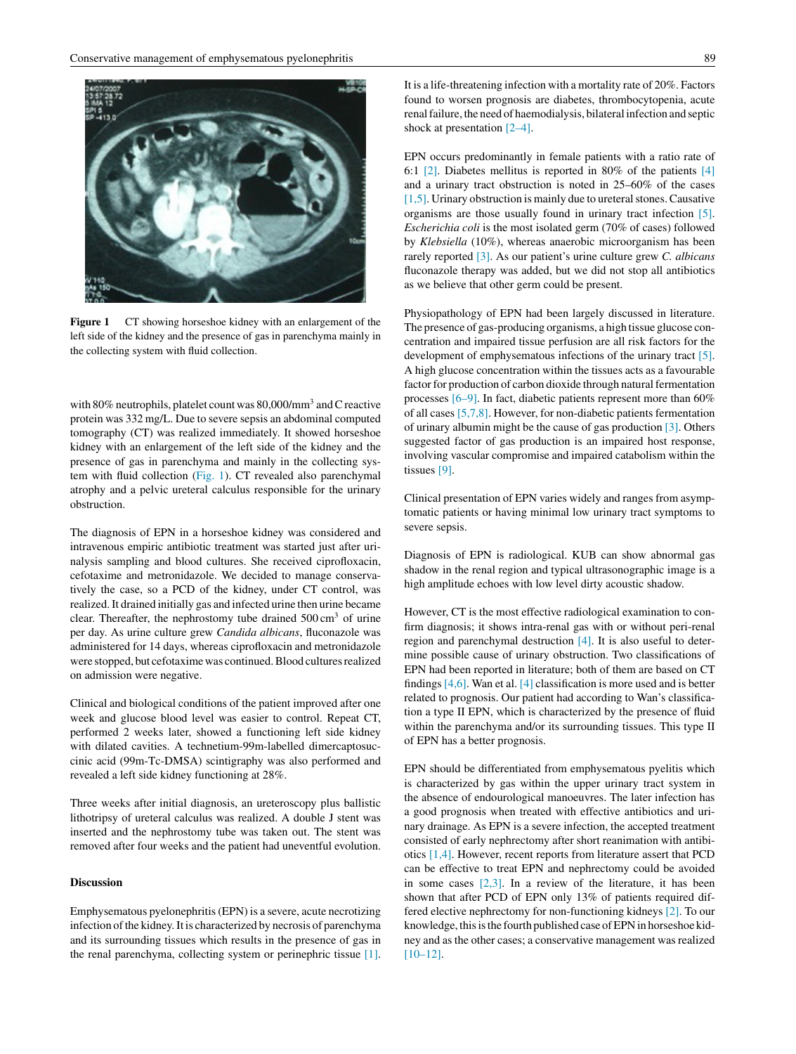Figure 1 CT showing horseshoe kidney with an enlargement of the left side of the kidney and the presence of gas in parenchyma mainly in the collecting system with fluid collection.

with 80% neutrophils, platelet count was 80,000/mm$^3$ and C reactive protein was 332 mg/L. Due to severe sepsis an abdominal computed tomography (CT) was realized immediately. It showed horseshoe kidney with an enlargement of the left side of the kidney and the presence of gas in parenchyma and mainly in the collecting system with fluid collection (Fig. 1). CT revealed also parenchymal atrophy and a pelvic ureteral calculus responsible for the urinary obstruction.

The diagnosis of EPN in a horseshoe kidney was considered and intravenous empiric antibiotic treatment was started just after urinalysis sampling and blood cultures. She received ciprofloxacin, cefotaxime and metronidazole. We decided to manage conservatively the case, so a PCD of the kidney, under CT control, was realized. It drained initially gas and infected urine then urine became clear. Thereafter, the nephrostomy tube drained 500 cm$^3$ of urine per day. As urine culture grew *Candida albicans*, fluconazole was administered for 14 days, whereas ciprofloxacin and metronidazole were stopped, but cefotaxime was continued. Blood cultures realized on admission were negative.

Clinical and biological conditions of the patient improved after one week and glucose blood level was easier to control. Repeat CT, performed 2 weeks later, showed a functioning left side kidney with dilated cavities. A technetium-99m-labelled dimercaptosuccinic acid (99m-Tc-DMSA) scintigraphy was also performed and revealed a left side kidney functioning at 28%.

Three weeks after initial diagnosis, an ureteroscopy plus ballistic lithotripsy of ureteral calculus was realized. A double J stent was inserted and the nephrostomy tube was taken out. The stent was removed after four weeks and the patient had uneventful evolution.

## Discussion

Emphysematous pyelonephritis (EPN) is a severe, acute necrotizing infection of the kidney. It is characterized by necrosis of parenchyma and its surrounding tissues which results in the presence of gas in the renal parenchyma, collecting system or perinephric tissue [1]. It is a life-threatening infection with a mortality rate of 20%. Factors found to worsen prognosis are diabetes, thrombocytopenia, acute renal failure, the need of haemodialysis, bilateral infection and septic shock at presentation [2–4].

EPN occurs predominantly in female patients with a ratio rate of 6:1 [2]. Diabetes mellitus is reported in 80% of the patients [4] and a urinary tract obstruction is noted in 25–60% of the cases [1,5]. Urinary obstruction is mainly due to ureteral stones. Causative organisms are those usually found in urinary tract infection [5]. *Escherichia coli* is the most isolated germ (70% of cases) followed by *Klebsiella* (10%), whereas anaerobic microorganism has been rarely reported [3]. As our patient's urine culture grew *C. albicans* fluconazole therapy was added, but we did not stop all antibiotics as we believe that other germ could be present.

Physiopathology of EPN had been largely discussed in literature. The presence of gas-producing organisms, a high tissue glucose concentration and impaired tissue perfusion are all risk factors for the development of emphysematous infections of the urinary tract [5]. A high glucose concentration within the tissues acts as a favourable factor for production of carbon dioxide through natural fermentation processes [6–9]. In fact, diabetic patients represent more than 60% of all cases [5,7,8]. However, for non-diabetic patients fermentation of urinary albumin might be the cause of gas production [3]. Others suggested factor of gas production is an impaired host response, involving vascular compromise and impaired catabolism within the tissues [9].

Clinical presentation of EPN varies widely and ranges from asymptomatic patients or having minimal low urinary tract symptoms to severe sepsis.

Diagnosis of EPN is radiological. KUB can show abnormal gas shadow in the renal region and typical ultrasonographic image is a high amplitude echoes with low level dirty acoustic shadow.

However, CT is the most effective radiological examination to confirm diagnosis; it shows intra-renal gas with or without peri-renal region and parenchymal destruction [4]. It is also useful to determine possible cause of urinary obstruction. Two classifications of EPN had been reported in literature; both of them are based on CT findings [4,6]. Wan et al. [4] classification is more used and is better related to prognosis. Our patient had according to Wan's classification a type II EPN, which is characterized by the presence of fluid within the parenchyma and/or its surrounding tissues. This type II of EPN has a better prognosis.

EPN should be differentiated from emphysematous pyelitis which is characterized by gas within the upper urinary tract system in the absence of endourological manoeuvres. The later infection has a good prognosis when treated with effective antibiotics and urinary drainage. As EPN is a severe infection, the accepted treatment consisted of early nephrectomy after short reanimation with antibiotics [1,4]. However, recent reports from literature assert that PCD can be effective to treat EPN and nephrectomy could be avoided in some cases [2,3]. In a review of the literature, it has been shown that after PCD of EPN only 13% of patients required differed elective nephrectomy for non-functioning kidneys [2]. To our knowledge, this is the fourth published case of EPN in horseshoe kidney and as the other cases; a conservative management was realized [10–12].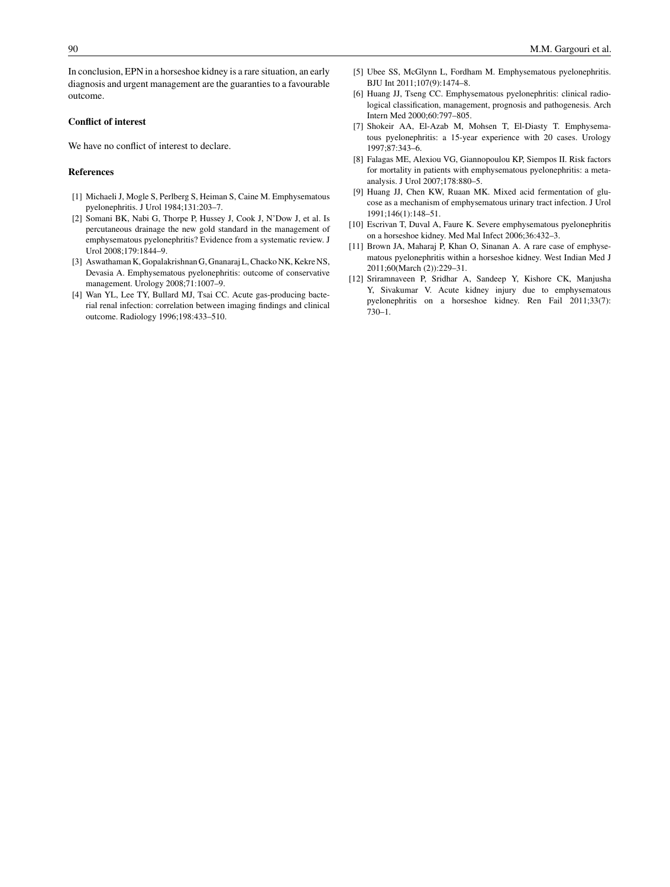In conclusion, EPN in a horseshoe kidney is a rare situation, an early diagnosis and urgent management are the guaranties to a favourable outcome.

### Conflict of interest

We have no conflict of interest to declare.

### References

[1] Michaeli J, Mogle S, Perlberg S, Heiman S, Caine M. Emphysematous pyelonephritis. J Urol 1984;131:203–7.

[2] Somani BK, Nabi G, Thorpe P, Hussey J, Cook J, N'Dow J, et al. Is percutaneous drainage the new gold standard in the management of emphysematous pyelonephritis? Evidence from a systematic review. J Urol 2008;179:1844–9.

[3] Aswathaman K, Gopalakrishnan G, Gnanaraj L, Chacko NK, Kekre NS, Devasia A. Emphysematous pyelonephritis: outcome of conservative management. Urology 2008;71:1007–9.

[4] Wan YL, Lee TY, Bullard MJ, Tsai CC. Acute gas-producing bacterial renal infection: correlation between imaging findings and clinical outcome. Radiology 1996;198:433–510.

[5] Ubee SS, McGlynn L, Fordham M. Emphysematous pyelonephritis. BJU Int 2011;107(9):1474–8.

[6] Huang JJ, Tseng CC. Emphysematous pyelonephritis: clinical radiological classification, management, prognosis and pathogenesis. Arch Intern Med 2000;60:797–805.

[7] Shokeir AA, El-Azab M, Mohsen T, El-Diasty T. Emphysematous pyelonephritis: a 15-year experience with 20 cases. Urology 1997;87:343–6.

[8] Falagas ME, Alexiou VG, Giannopoulou KP, Siempos II. Risk factors for mortality in patients with emphysematous pyelonephritis: a meta-analysis. J Urol 2007;178:880–5.

[9] Huang JJ, Chen KW, Ruaan MK. Mixed acid fermentation of glucose as a mechanism of emphysematous urinary tract infection. J Urol 1991;146(1):148–51.

[10] Escrivan T, Duval A, Faure K. Severe emphysematous pyelonephritis on a horseshoe kidney. Med Mal Infect 2006;36:432–3.

[11] Brown JA, Maharaj P, Khan O, Sinanan A. A rare case of emphysematous pyelonephritis within a horseshoe kidney. West Indian Med J 2011;60(March (2)):229–31.

[12] Sriramnaveen P, Sridhar A, Sandeep Y, Kishore CK, Manjusha Y, Sivakumar V. Acute kidney injury due to emphysematous pyelonephritis on a horseshoe kidney. Ren Fail 2011;33(7): 730–1.